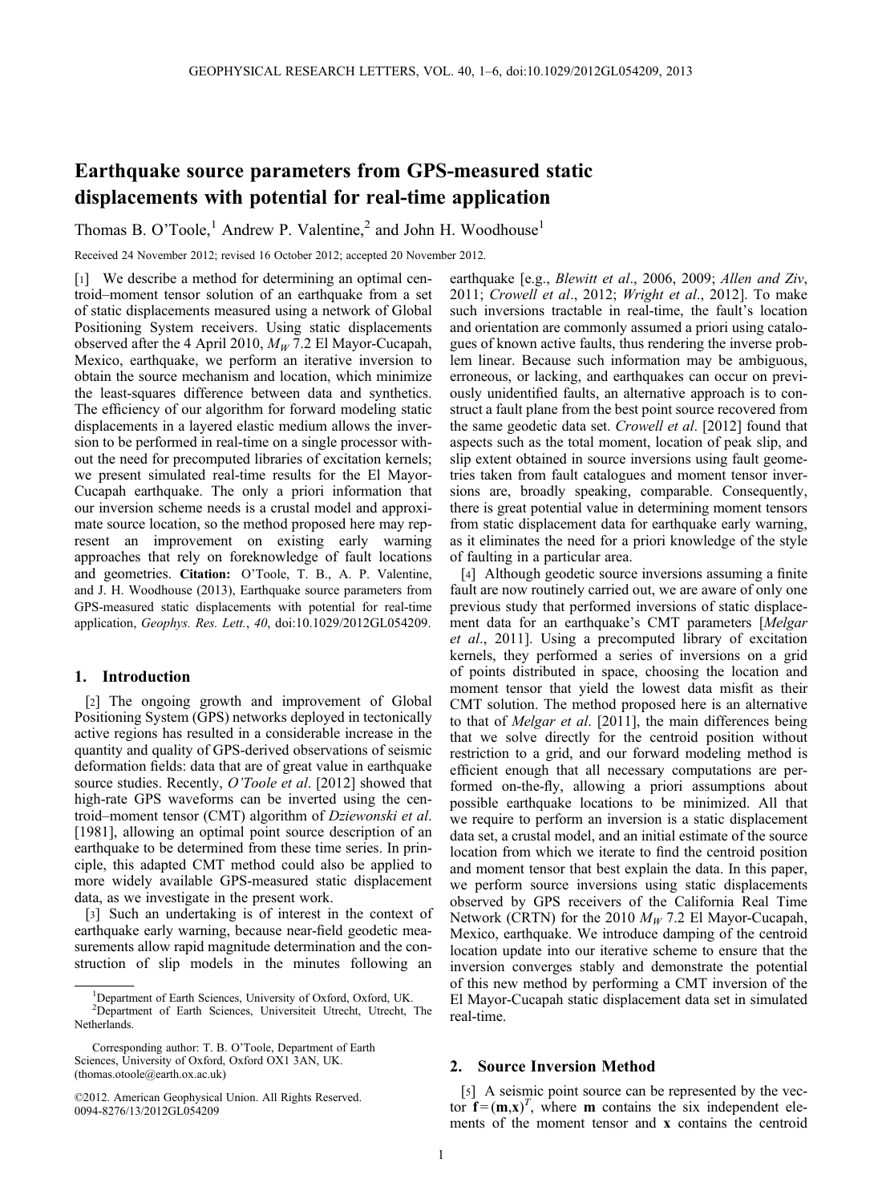# Earthquake source parameters from GPS-measured static displacements with potential for real-time application

Thomas B. O'Toole,[1] Andrew P. Valentine,[2] and John H. Woodhouse[1]

Received 24 November 2012; revised 16 October 2012; accepted 20 November 2012.

[1] We describe a method for determining an optimal centroid–moment tensor solution of an earthquake from a set of static displacements measured using a network of Global Positioning System receivers. Using static displacements observed after the 4 April 2010, $M_W$ 7.2 El Mayor-Cucapah, Mexico, earthquake, we perform an iterative inversion to obtain the source mechanism and location, which minimize the least-squares difference between data and synthetics. The efficiency of our algorithm for forward modeling static displacements in a layered elastic medium allows the inversion to be performed in real-time on a single processor without the need for precomputed libraries of excitation kernels; we present simulated real-time results for the El Mayor-Cucapah earthquake. The only a priori information that our inversion scheme needs is a crustal model and approximate source location, so the method proposed here may represent an improvement on existing early warning approaches that rely on foreknowledge of fault locations and geometries. **Citation:** O'Toole, T. B., A. P. Valentine, and J. H. Woodhouse (2013), Earthquake source parameters from GPS-measured static displacements with potential for real-time application, *Geophys. Res. Lett.*, *40*, doi:10.1029/2012GL054209.

## 1. Introduction

[2] The ongoing growth and improvement of Global Positioning System (GPS) networks deployed in tectonically active regions has resulted in a considerable increase in the quantity and quality of GPS-derived observations of seismic deformation fields: data that are of great value in earthquake source studies. Recently, *O'Toole et al*. [2012] showed that high-rate GPS waveforms can be inverted using the centroid–moment tensor (CMT) algorithm of *Dziewonski et al*. [1981], allowing an optimal point source description of an earthquake to be determined from these time series. In principle, this adapted CMT method could also be applied to more widely available GPS-measured static displacement data, as we investigate in the present work.

[3] Such an undertaking is of interest in the context of earthquake early warning, because near-field geodetic measurements allow rapid magnitude determination and the construction of slip models in the minutes following an earthquake [e.g., *Blewitt et al*., 2006, 2009; *Allen and Ziv*, 2011; *Crowell et al*., 2012; *Wright et al*., 2012]. To make such inversions tractable in real-time, the fault's location and orientation are commonly assumed a priori using catalogues of known active faults, thus rendering the inverse problem linear. Because such information may be ambiguous, erroneous, or lacking, and earthquakes can occur on previously unidentified faults, an alternative approach is to construct a fault plane from the best point source recovered from the same geodetic data set. *Crowell et al*. [2012] found that aspects such as the total moment, location of peak slip, and slip extent obtained in source inversions using fault geometries taken from fault catalogues and moment tensor inversions are, broadly speaking, comparable. Consequently, there is great potential value in determining moment tensors from static displacement data for earthquake early warning, as it eliminates the need for a priori knowledge of the style of faulting in a particular area.

[4] Although geodetic source inversions assuming a finite fault are now routinely carried out, we are aware of only one previous study that performed inversions of static displacement data for an earthquake's CMT parameters [*Melgar et al*., 2011]. Using a precomputed library of excitation kernels, they performed a series of inversions on a grid of points distributed in space, choosing the location and moment tensor that yield the lowest data misfit as their CMT solution. The method proposed here is an alternative to that of *Melgar et al*. [2011], the main differences being that we solve directly for the centroid position without restriction to a grid, and our forward modeling method is efficient enough that all necessary computations are performed on-the-fly, allowing a priori assumptions about possible earthquake locations to be minimized. All that we require to perform an inversion is a static displacement data set, a crustal model, and an initial estimate of the source location from which we iterate to find the centroid position and moment tensor that best explain the data. In this paper, we perform source inversions using static displacements observed by GPS receivers of the California Real Time Network (CRTN) for the 2010 $M_W$ 7.2 El Mayor-Cucapah, Mexico, earthquake. We introduce damping of the centroid location update into our iterative scheme to ensure that the inversion converges stably and demonstrate the potential of this new method by performing a CMT inversion of the El Mayor-Cucapah static displacement data set in simulated real-time.

## 2. Source Inversion Method

[5] A seismic point source can be represented by the vector $\mathbf{f} = (\mathbf{m}, \mathbf{x})^T$, where $\mathbf{m}$ contains the six independent elements of the moment tensor and $\mathbf{x}$ contains the centroid

[1]Department of Earth Sciences, University of Oxford, Oxford, UK.
[2]Department of Earth Sciences, Universiteit Utrecht, Utrecht, The Netherlands.

Corresponding author: T. B. O'Toole, Department of Earth Sciences, University of Oxford, Oxford OX1 3AN, UK. (thomas.otoole@earth.ox.ac.uk)

©2012. American Geophysical Union. All Rights Reserved.
0094-8276/13/2012GL054209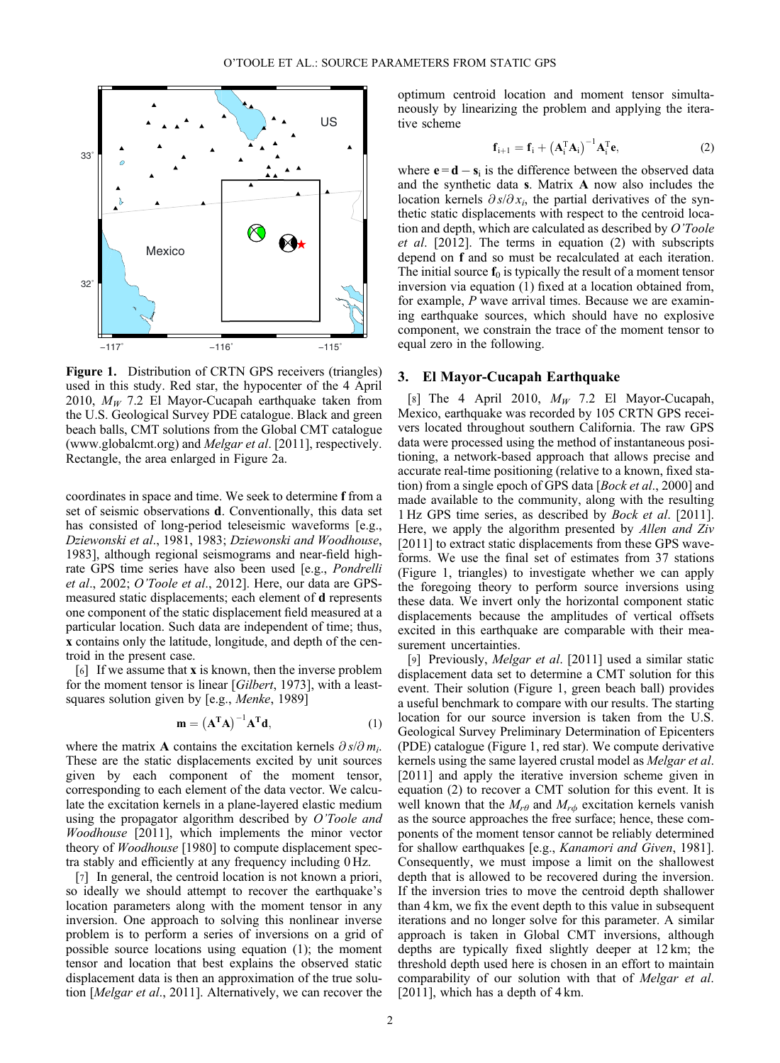Figure 1. Distribution of CRTN GPS receivers (triangles) used in this study. Red star, the hypocenter of the 4 April 2010, $M_W$ 7.2 El Mayor-Cucapah earthquake taken from the U.S. Geological Survey PDE catalogue. Black and green beach balls, CMT solutions from the Global CMT catalogue (www.globalcmt.org) and *Melgar et al*. [2011], respectively. Rectangle, the area enlarged in Figure 2a.

coordinates in space and time. We seek to determine **f** from a set of seismic observations **d**. Conventionally, this data set has consisted of long-period teleseismic waveforms [e.g., *Dziewonski et al*., 1981, 1983; *Dziewonski and Woodhouse*, 1983], although regional seismograms and near-field high-rate GPS time series have also been used [e.g., *Pondrelli et al*., 2002; *O'Toole et al*., 2012]. Here, our data are GPS-measured static displacements; each element of **d** represents one component of the static displacement field measured at a particular location. Such data are independent of time; thus, **x** contains only the latitude, longitude, and depth of the centroid in the present case.

[6] If we assume that **x** is known, then the inverse problem for the moment tensor is linear [*Gilbert*, 1973], with a least-squares solution given by [e.g., *Menke*, 1989]

$$\mathbf{m} = \left(\mathbf{A}^{\mathrm{T}}\mathbf{A}\right)^{-1}\mathbf{A}^{\mathrm{T}}\mathbf{d}, \tag{1}$$

where the matrix **A** contains the excitation kernels $\partial s/\partial m_i$. These are the static displacements excited by unit sources given by each component of the moment tensor, corresponding to each element of the data vector. We calculate the excitation kernels in a plane-layered elastic medium using the propagator algorithm described by *O'Toole and Woodhouse* [2011], which implements the minor vector theory of *Woodhouse* [1980] to compute displacement spectra stably and efficiently at any frequency including 0 Hz.

[7] In general, the centroid location is not known a priori, so ideally we should attempt to recover the earthquake's location parameters along with the moment tensor in any inversion. One approach to solving this nonlinear inverse problem is to perform a series of inversions on a grid of possible source locations using equation (1); the moment tensor and location that best explains the observed static displacement data is then an approximation of the true solution [*Melgar et al*., 2011]. Alternatively, we can recover the optimum centroid location and moment tensor simultaneously by linearizing the problem and applying the iterative scheme

$$\mathbf{f}_{i+1} = \mathbf{f}_i + \left(\mathbf{A}_i^{\mathrm{T}}\mathbf{A}_i\right)^{-1}\mathbf{A}_i^{\mathrm{T}}\mathbf{e}, \tag{2}$$

where $\mathbf{e} = \mathbf{d} - \mathbf{s}_i$ is the difference between the observed data and the synthetic data **s**. Matrix **A** now also includes the location kernels $\partial s/\partial x_i$, the partial derivatives of the synthetic static displacements with respect to the centroid location and depth, which are calculated as described by *O'Toole et al*. [2012]. The terms in equation (2) with subscripts depend on **f** and so must be recalculated at each iteration. The initial source $\mathbf{f}_0$ is typically the result of a moment tensor inversion via equation (1) fixed at a location obtained from, for example, *P* wave arrival times. Because we are examining earthquake sources, which should have no explosive component, we constrain the trace of the moment tensor to equal zero in the following.

## 3. El Mayor-Cucapah Earthquake

[8] The 4 April 2010, $M_W$ 7.2 El Mayor-Cucapah, Mexico, earthquake was recorded by 105 CRTN GPS receivers located throughout southern California. The raw GPS data were processed using the method of instantaneous positioning, a network-based approach that allows precise and accurate real-time positioning (relative to a known, fixed station) from a single epoch of GPS data [*Bock et al*., 2000] and made available to the community, along with the resulting 1 Hz GPS time series, as described by *Bock et al*. [2011]. Here, we apply the algorithm presented by *Allen and Ziv* [2011] to extract static displacements from these GPS waveforms. We use the final set of estimates from 37 stations (Figure 1, triangles) to investigate whether we can apply the foregoing theory to perform source inversions using these data. We invert only the horizontal component static displacements because the amplitudes of vertical offsets excited in this earthquake are comparable with their measurement uncertainties.

[9] Previously, *Melgar et al*. [2011] used a similar static displacement data set to determine a CMT solution for this event. Their solution (Figure 1, green beach ball) provides a useful benchmark to compare with our results. The starting location for our source inversion is taken from the U.S. Geological Survey Preliminary Determination of Epicenters (PDE) catalogue (Figure 1, red star). We compute derivative kernels using the same layered crustal model as *Melgar et al*. [2011] and apply the iterative inversion scheme given in equation (2) to recover a CMT solution for this event. It is well known that the $M_{r\theta}$ and $M_{r\phi}$ excitation kernels vanish as the source approaches the free surface; hence, these components of the moment tensor cannot be reliably determined for shallow earthquakes [e.g., *Kanamori and Given*, 1981]. Consequently, we must impose a limit on the shallowest depth that is allowed to be recovered during the inversion. If the inversion tries to move the centroid depth shallower than 4 km, we fix the event depth to this value in subsequent iterations and no longer solve for this parameter. A similar approach is taken in Global CMT inversions, although depths are typically fixed slightly deeper at 12 km; the threshold depth used here is chosen in an effort to maintain comparability of our solution with that of *Melgar et al*. [2011], which has a depth of 4 km.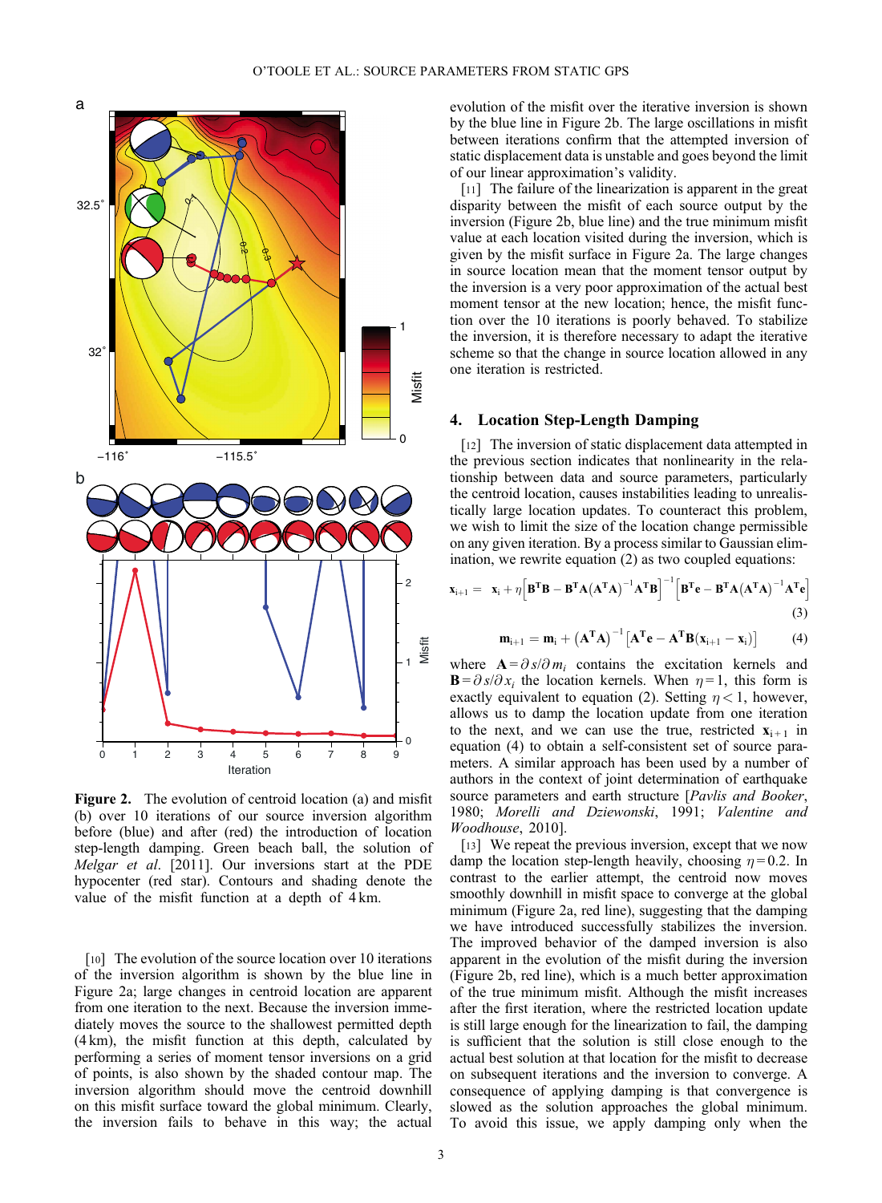**Figure 2.** The evolution of centroid location (a) and misfit (b) over 10 iterations of our source inversion algorithm before (blue) and after (red) the introduction of location step-length damping. Green beach ball, the solution of *Melgar et al*. [2011]. Our inversions start at the PDE hypocenter (red star). Contours and shading denote the value of the misfit function at a depth of 4 km.

[10] The evolution of the source location over 10 iterations of the inversion algorithm is shown by the blue line in Figure 2a; large changes in centroid location are apparent from one iteration to the next. Because the inversion immediately moves the source to the shallowest permitted depth (4 km), the misfit function at this depth, calculated by performing a series of moment tensor inversions on a grid of points, is also shown by the shaded contour map. The inversion algorithm should move the centroid downhill on this misfit surface toward the global minimum. Clearly, the inversion fails to behave in this way; the actual evolution of the misfit over the iterative inversion is shown by the blue line in Figure 2b. The large oscillations in misfit between iterations confirm that the attempted inversion of static displacement data is unstable and goes beyond the limit of our linear approximation's validity.

[11] The failure of the linearization is apparent in the great disparity between the misfit of each source output by the inversion (Figure 2b, blue line) and the true minimum misfit value at each location visited during the inversion, which is given by the misfit surface in Figure 2a. The large changes in source location mean that the moment tensor output by the inversion is a very poor approximation of the actual best moment tensor at the new location; hence, the misfit function over the 10 iterations is poorly behaved. To stabilize the inversion, it is therefore necessary to adapt the iterative scheme so that the change in source location allowed in any one iteration is restricted.

## 4. Location Step-Length Damping

[12] The inversion of static displacement data attempted in the previous section indicates that nonlinearity in the relationship between data and source parameters, particularly the centroid location, causes instabilities leading to unrealistically large location updates. To counteract this problem, we wish to limit the size of the location change permissible on any given iteration. By a process similar to Gaussian elimination, we rewrite equation (2) as two coupled equations:

$$\mathbf{x}_{i+1} = \mathbf{x}_i + \eta\left[\mathbf{B}^{\mathbf{T}}\mathbf{B} - \mathbf{B}^{\mathbf{T}}\mathbf{A}\left(\mathbf{A}^{\mathbf{T}}\mathbf{A}\right)^{-1}\mathbf{A}^{\mathbf{T}}\mathbf{B}\right]^{-1}\left[\mathbf{B}^{\mathbf{T}}\mathbf{e} - \mathbf{B}^{\mathbf{T}}\mathbf{A}\left(\mathbf{A}^{\mathbf{T}}\mathbf{A}\right)^{-1}\mathbf{A}^{\mathbf{T}}\mathbf{e}\right] \tag{3}$$

$$\mathbf{m}_{i+1} = \mathbf{m}_i + \left(\mathbf{A}^{\mathbf{T}}\mathbf{A}\right)^{-1}\left[\mathbf{A}^{\mathbf{T}}\mathbf{e} - \mathbf{A}^{\mathbf{T}}\mathbf{B}(\mathbf{x}_{i+1} - \mathbf{x}_i)\right] \tag{4}$$

where $\mathbf{A} = \partial s/\partial m_i$ contains the excitation kernels and $\mathbf{B} = \partial s/\partial x_i$ the location kernels. When $\eta = 1$, this form is exactly equivalent to equation (2). Setting $\eta < 1$, however, allows us to damp the location update from one iteration to the next, and we can use the true, restricted $\mathbf{x}_{i+1}$ in equation (4) to obtain a self-consistent set of source parameters. A similar approach has been used by a number of authors in the context of joint determination of earthquake source parameters and earth structure [*Pavlis and Booker*, 1980; *Morelli and Dziewonski*, 1991; *Valentine and Woodhouse*, 2010].

[13] We repeat the previous inversion, except that we now damp the location step-length heavily, choosing $\eta = 0.2$. In contrast to the earlier attempt, the centroid now moves smoothly downhill in misfit space to converge at the global minimum (Figure 2a, red line), suggesting that the damping we have introduced successfully stabilizes the inversion. The improved behavior of the damped inversion is also apparent in the evolution of the misfit during the inversion (Figure 2b, red line), which is a much better approximation of the true minimum misfit. Although the misfit increases after the first iteration, where the restricted location update is still large enough for the linearization to fail, the damping is sufficient that the solution is still close enough to the actual best solution at that location for the misfit to decrease on subsequent iterations and the inversion to converge. A consequence of applying damping is that convergence is slowed as the solution approaches the global minimum. To avoid this issue, we apply damping only when the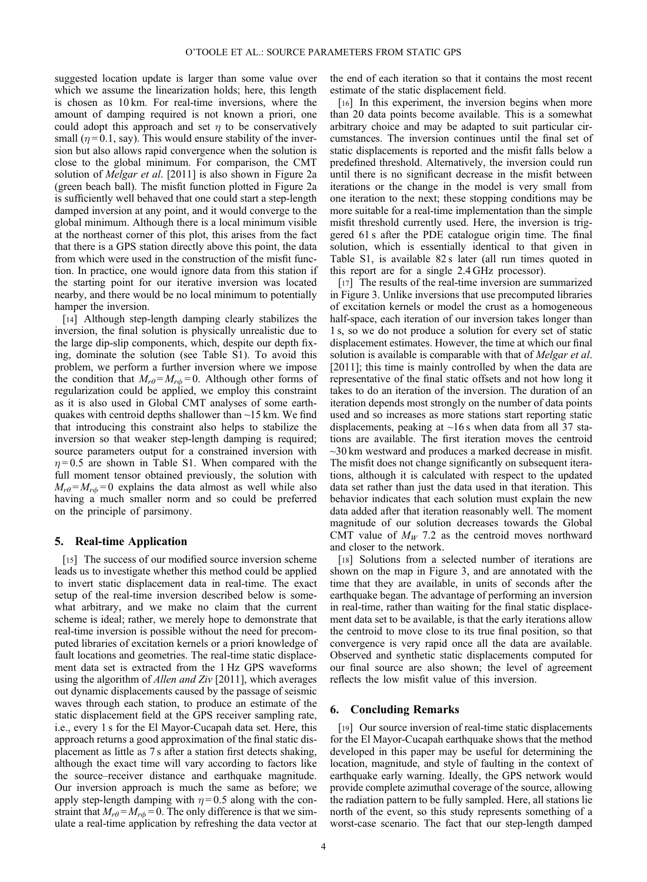suggested location update is larger than some value over which we assume the linearization holds; here, this length is chosen as 10 km. For real-time inversions, where the amount of damping required is not known a priori, one could adopt this approach and set $\eta$ to be conservatively small ($\eta = 0.1$, say). This would ensure stability of the inversion but also allows rapid convergence when the solution is close to the global minimum. For comparison, the CMT solution of *Melgar et al*. [2011] is also shown in Figure 2a (green beach ball). The misfit function plotted in Figure 2a is sufficiently well behaved that one could start a step-length damped inversion at any point, and it would converge to the global minimum. Although there is a local minimum visible at the northeast corner of this plot, this arises from the fact that there is a GPS station directly above this point, the data from which were used in the construction of the misfit function. In practice, one would ignore data from this station if the starting point for our iterative inversion was located nearby, and there would be no local minimum to potentially hamper the inversion.

[14] Although step-length damping clearly stabilizes the inversion, the final solution is physically unrealistic due to the large dip-slip components, which, despite our depth fixing, dominate the solution (see Table S1). To avoid this problem, we perform a further inversion where we impose the condition that $M_{r\theta} = M_{r\phi} = 0$. Although other forms of regularization could be applied, we employ this constraint as it is also used in Global CMT analyses of some earthquakes with centroid depths shallower than ~15 km. We find that introducing this constraint also helps to stabilize the inversion so that weaker step-length damping is required; source parameters output for a constrained inversion with $\eta = 0.5$ are shown in Table S1. When compared with the full moment tensor obtained previously, the solution with $M_{r\theta} = M_{r\phi} = 0$ explains the data almost as well while also having a much smaller norm and so could be preferred on the principle of parsimony.

## 5. Real-time Application

[15] The success of our modified source inversion scheme leads us to investigate whether this method could be applied to invert static displacement data in real-time. The exact setup of the real-time inversion described below is somewhat arbitrary, and we make no claim that the current scheme is ideal; rather, we merely hope to demonstrate that real-time inversion is possible without the need for precomputed libraries of excitation kernels or a priori knowledge of fault locations and geometries. The real-time static displacement data set is extracted from the 1 Hz GPS waveforms using the algorithm of *Allen and Ziv* [2011], which averages out dynamic displacements caused by the passage of seismic waves through each station, to produce an estimate of the static displacement field at the GPS receiver sampling rate, i.e., every 1 s for the El Mayor-Cucapah data set. Here, this approach returns a good approximation of the final static displacement as little as 7 s after a station first detects shaking, although the exact time will vary according to factors like the source–receiver distance and earthquake magnitude. Our inversion approach is much the same as before; we apply step-length damping with $\eta = 0.5$ along with the constraint that $M_{r\theta} = M_{r\phi} = 0$. The only difference is that we simulate a real-time application by refreshing the data vector at the end of each iteration so that it contains the most recent estimate of the static displacement field.

[16] In this experiment, the inversion begins when more than 20 data points become available. This is a somewhat arbitrary choice and may be adapted to suit particular circumstances. The inversion continues until the final set of static displacements is reported and the misfit falls below a predefined threshold. Alternatively, the inversion could run until there is no significant decrease in the misfit between iterations or the change in the model is very small from one iteration to the next; these stopping conditions may be more suitable for a real-time implementation than the simple misfit threshold currently used. Here, the inversion is triggered 61 s after the PDE catalogue origin time. The final solution, which is essentially identical to that given in Table S1, is available 82 s later (all run times quoted in this report are for a single 2.4 GHz processor).

[17] The results of the real-time inversion are summarized in Figure 3. Unlike inversions that use precomputed libraries of excitation kernels or model the crust as a homogeneous half-space, each iteration of our inversion takes longer than 1 s, so we do not produce a solution for every set of static displacement estimates. However, the time at which our final solution is available is comparable with that of *Melgar et al*. [2011]; this time is mainly controlled by when the data are representative of the final static offsets and not how long it takes to do an iteration of the inversion. The duration of an iteration depends most strongly on the number of data points used and so increases as more stations start reporting static displacements, peaking at ~16 s when data from all 37 stations are available. The first iteration moves the centroid ~30 km westward and produces a marked decrease in misfit. The misfit does not change significantly on subsequent iterations, although it is calculated with respect to the updated data set rather than just the data used in that iteration. This behavior indicates that each solution must explain the new data added after that iteration reasonably well. The moment magnitude of our solution decreases towards the Global CMT value of $M_W$ 7.2 as the centroid moves northward and closer to the network.

[18] Solutions from a selected number of iterations are shown on the map in Figure 3, and are annotated with the time that they are available, in units of seconds after the earthquake began. The advantage of performing an inversion in real-time, rather than waiting for the final static displacement data set to be available, is that the early iterations allow the centroid to move close to its true final position, so that convergence is very rapid once all the data are available. Observed and synthetic static displacements computed for our final source are also shown; the level of agreement reflects the low misfit value of this inversion.

## 6. Concluding Remarks

[19] Our source inversion of real-time static displacements for the El Mayor-Cucapah earthquake shows that the method developed in this paper may be useful for determining the location, magnitude, and style of faulting in the context of earthquake early warning. Ideally, the GPS network would provide complete azimuthal coverage of the source, allowing the radiation pattern to be fully sampled. Here, all stations lie north of the event, so this study represents something of a worst-case scenario. The fact that our step-length damped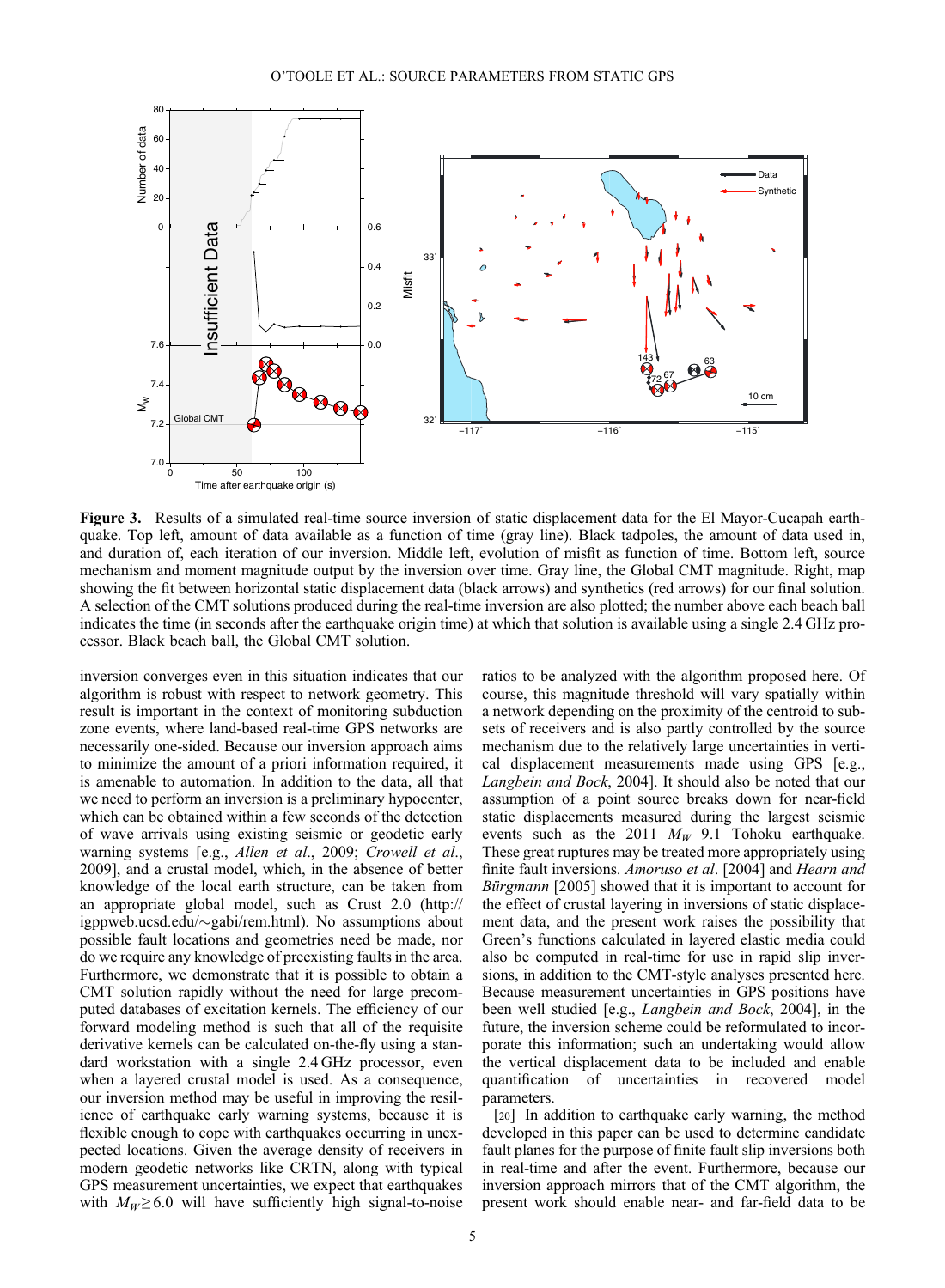**Figure 3.** Results of a simulated real-time source inversion of static displacement data for the El Mayor-Cucapah earthquake. Top left, amount of data available as a function of time (gray line). Black tadpoles, the amount of data used in, and duration of, each iteration of our inversion. Middle left, evolution of misfit as function of time. Bottom left, source mechanism and moment magnitude output by the inversion over time. Gray line, the Global CMT magnitude. Right, map showing the fit between horizontal static displacement data (black arrows) and synthetics (red arrows) for our final solution. A selection of the CMT solutions produced during the real-time inversion are also plotted; the number above each beach ball indicates the time (in seconds after the earthquake origin time) at which that solution is available using a single 2.4 GHz processor. Black beach ball, the Global CMT solution.

inversion converges even in this situation indicates that our algorithm is robust with respect to network geometry. This result is important in the context of monitoring subduction zone events, where land-based real-time GPS networks are necessarily one-sided. Because our inversion approach aims to minimize the amount of a priori information required, it is amenable to automation. In addition to the data, all that we need to perform an inversion is a preliminary hypocenter, which can be obtained within a few seconds of the detection of wave arrivals using existing seismic or geodetic early warning systems [e.g., *Allen et al*., 2009; *Crowell et al*., 2009], and a crustal model, which, in the absence of better knowledge of the local earth structure, can be taken from an appropriate global model, such as Crust 2.0 (http://igppweb.ucsd.edu/~gabi/rem.html). No assumptions about possible fault locations and geometries need be made, nor do we require any knowledge of preexisting faults in the area. Furthermore, we demonstrate that it is possible to obtain a CMT solution rapidly without the need for large precomputed databases of excitation kernels. The efficiency of our forward modeling method is such that all of the requisite derivative kernels can be calculated on-the-fly using a standard workstation with a single 2.4 GHz processor, even when a layered crustal model is used. As a consequence, our inversion method may be useful in improving the resilience of earthquake early warning systems, because it is flexible enough to cope with earthquakes occurring in unexpected locations. Given the average density of receivers in modern geodetic networks like CRTN, along with typical GPS measurement uncertainties, we expect that earthquakes with $M_W \geq 6.0$ will have sufficiently high signal-to-noise ratios to be analyzed with the algorithm proposed here. Of course, this magnitude threshold will vary spatially within a network depending on the proximity of the centroid to subsets of receivers and is also partly controlled by the source mechanism due to the relatively large uncertainties in vertical displacement measurements made using GPS [e.g., *Langbein and Bock*, 2004]. It should also be noted that our assumption of a point source breaks down for near-field static displacements measured during the largest seismic events such as the 2011 $M_W$ 9.1 Tohoku earthquake. These great ruptures may be treated more appropriately using finite fault inversions. *Amoruso et al*. [2004] and *Hearn and Bürgmann* [2005] showed that it is important to account for the effect of crustal layering in inversions of static displacement data, and the present work raises the possibility that Green's functions calculated in layered elastic media could also be computed in real-time for use in rapid slip inversions, in addition to the CMT-style analyses presented here. Because measurement uncertainties in GPS positions have been well studied [e.g., *Langbein and Bock*, 2004], in the future, the inversion scheme could be reformulated to incorporate this information; such an undertaking would allow the vertical displacement data to be included and enable quantification of uncertainties in recovered model parameters.

[20] In addition to earthquake early warning, the method developed in this paper can be used to determine candidate fault planes for the purpose of finite fault slip inversions both in real-time and after the event. Furthermore, because our inversion approach mirrors that of the CMT algorithm, the present work should enable near- and far-field data to be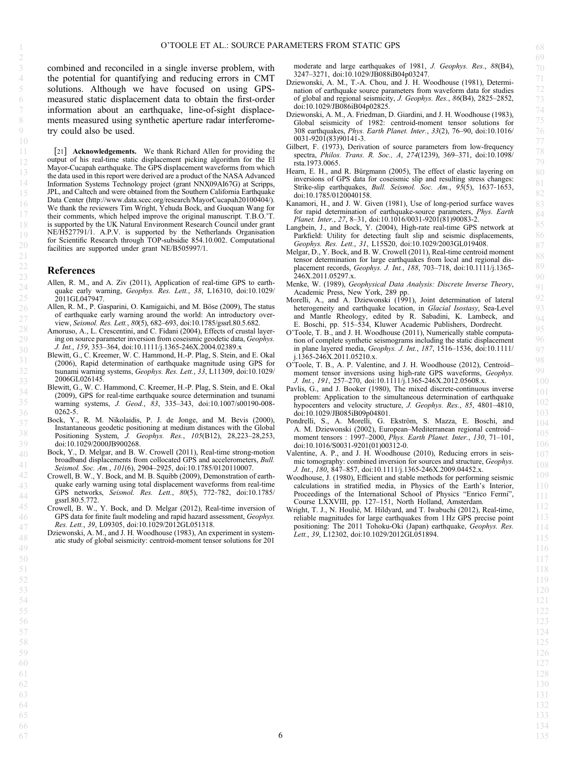combined and reconciled in a single inverse problem, with the potential for quantifying and reducing errors in CMT solutions. Although we have focused on using GPS-measured static displacement data to obtain the first-order information about an earthquake, line-of-sight displacements measured using synthetic aperture radar interferometry could also be used.

[21] **Acknowledgements.** We thank Richard Allen for providing the output of his real-time static displacement picking algorithm for the El Mayor-Cucapah earthquake. The GPS displacement waveforms from which the data used in this report were derived are a product of the NASA Advanced Information Systems Technology project (grant NNX09AI67G) at Scripps, JPL, and Caltech and were obtained from the Southern California Earthquake Data Center (http://www.data.scec.org/research/MayorCucapah20100404/). We thank the reviewers Tim Wright, Yehuda Bock, and Guoquan Wang for their comments, which helped improve the original manuscript. T.B.O.'T. is supported by the UK Natural Environment Research Council under grant NE/H527791/1. A.P.V. is supported by the Netherlands Organisation for Scientific Research through TOP-subsidie 854.10.002. Computational facilities are supported under grant NE/B505997/1.

## References

Allen, R. M., and A. Ziv (2011), Application of real-time GPS to earthquake early warning, *Geophys. Res. Lett.*, *38*, L16310, doi:10.1029/2011GL047947.

Allen, R. M., P. Gasparini, O. Kamigaichi, and M. Böse (2009), The status of earthquake early warning around the world: An introductory overview, *Seismol. Res. Lett.*, *80*(5), 682–693, doi:10.1785/gssrl.80.5.682.

Amoruso, A., L. Crescentini, and C. Fidani (2004), Effects of crustal layering on source parameter inversion from coseismic geodetic data, *Geophys. J. Int.*, *159*, 353–364, doi:10.1111/j.1365-246X.2004.02389.x

Blewitt, G., C. Kreemer, W. C. Hammond, H.-P. Plag, S. Stein, and E. Okal (2006), Rapid determination of earthquake magnitude using GPS for tsunami warning systems, *Geophys. Res. Lett.*, *33*, L11309, doi:10.1029/2006GL026145.

Blewitt, G., W. C. Hammond, C. Kreemer, H.-P. Plag, S. Stein, and E. Okal (2009), GPS for real-time earthquake source determination and tsunami warning systems, *J. Geod.*, *83*, 335–343, doi:10.1007/s00190-008-0262-5.

Bock, Y., R. M. Nikolaidis, P. J. de Jonge, and M. Bevis (2000), Instantaneous geodetic positioning at medium distances with the Global Positioning System, *J. Geophys. Res.*, *105*(B12), 28,223–28,253, doi:10.1029/2000JB900268.

Bock, Y., D. Melgar, and B. W. Crowell (2011), Real-time strong-motion broadband displacements from collocated GPS and accelerometers, *Bull. Seismol. Soc. Am.*, *101*(6), 2904–2925, doi:10.1785/0120110007.

Crowell, B. W., Y. Bock, and M. B. Squibb (2009), Demonstration of earthquake early warning using total displacement waveforms from real-time GPS networks, *Seismol. Res. Lett.*, *80*(5), 772-782, doi:10.1785/gssrl.80.5.772.

Crowell, B. W., Y. Bock, and D. Melgar (2012), Real-time inversion of GPS data for finite fault modeling and rapid hazard assessment, *Geophys. Res. Lett.*, *39*, L09305, doi:10.1029/2012GL051318.

Dziewonski, A. M., and J. H. Woodhouse (1983), An experiment in systematic study of global seismicity: centroid-moment tensor solutions for 201 moderate and large earthquakes of 1981, *J. Geophys. Res.*, *88*(B4), 3247–3271, doi:10.1029/JB088iB04p03247.

Dziewonski, A. M., T.-A. Chou, and J. H. Woodhouse (1981), Determination of earthquake source parameters from waveform data for studies of global and regional seismicity, *J. Geophys. Res.*, *86*(B4), 2825–2852, doi:10.1029/JB086iB04p02825.

Dziewonski, A. M., A. Friedman, D. Giardini, and J. H. Woodhouse (1983), Global seismicity of 1982: centroid-moment tensor solutions for 308 earthquakes, *Phys. Earth Planet. Inter.*, *33*(2), 76–90, doi:10.1016/0031-9201(83)90141-3.

Gilbert, F. (1973), Derivation of source parameters from low-frequency spectra, *Philos. Trans. R. Soc., A*, *274*(1239), 369–371, doi:10.1098/rsta.1973.0065.

Hearn, E. H., and R. Bürgmann (2005), The effect of elastic layering on inversions of GPS data for coseismic slip and resulting stress changes: Strike-slip earthquakes, *Bull. Seismol. Soc. Am.*, *95*(5), 1637-1653, doi:10.1785/0120040158.

Kanamori, H., and J. W. Given (1981), Use of long-period surface waves for rapid determination of earthquake-source parameters, *Phys. Earth Planet. Inter.*, *27*, 8–31, doi:10.1016/0031-9201(81)90083-2.

Langbein, J., and Bock, Y. (2004), High-rate real-time GPS network at Parkfield: Utility for detecting fault slip and seismic displacements, *Geophys. Res. Lett.*, *31*, L15S20, doi:10.1029/2003GL019408.

Melgar, D., Y. Bock, and B. W. Crowell (2011), Real-time centroid moment tensor determination for large earthquakes from local and regional displacement records, *Geophys. J. Int.*, *188*, 703–718, doi:10.1111/j.1365-246X.2011.05297.x.

Menke, W. (1989), *Geophysical Data Analysis: Discrete Inverse Theory*, Academic Press, New York, 289 pp.

Morelli, A., and A. Dziewonski (1991), Joint determination of lateral heterogeneity and earthquake location, in *Glacial Isostasy*, Sea-Level and Mantle Rheology, edited by R. Sabadini, K. Lambeck, and E. Boschi, pp. 515–534, Kluwer Academic Publishers, Dordrecht.

O'Toole, T. B., and J. H. Woodhouse (2011), Numerically stable computation of complete synthetic seismograms including the static displacement in plane layered media, *Geophys. J. Int.*, *187*, 1516–1536, doi:10.1111/j.1365-246X.2011.05210.x.

O'Toole, T. B., A. P. Valentine, and J. H. Woodhouse (2012), Centroid–moment tensor inversions using high-rate GPS waveforms, *Geophys. J. Int.*, *191*, 257–270, doi:10.1111/j.1365-246X.2012.05608.x.

Pavlis, G., and J. Booker (1980), The mixed discrete-continuous inverse problem: Application to the simultaneous determination of earthquake hypocenters and velocity structure, *J. Geophys. Res.*, *85*, 4801–4810, doi:10.1029/JB085iB09p04801.

Pondrelli, S., A. Morelli, G. Ekström, S. Mazza, E. Boschi, and A. M. Dziewonski (2002), European–Mediterranean regional centroid–moment tensors : 1997–2000, *Phys. Earth Planet. Inter.*, *130*, 71–101, doi:10.1016/S0031-9201(01)00312-0.

Valentine, A. P., and J. H. Woodhouse (2010), Reducing errors in seismic tomography: combined inversion for sources and structure, *Geophys. J. Int.*, *180*, 847–857, doi:10.1111/j.1365-246X.2009.04452.x.

Woodhouse, J. (1980), Efficient and stable methods for performing seismic calculations in stratified media, in Physics of the Earth's Interior, Proceedings of the International School of Physics "Enrico Fermi", Course LXXVIII, pp. 127–151, North Holland, Amsterdam.

Wright, T. J., N. Houlié, M. Hildyard, and T. Iwabuchi (2012), Real-time, reliable magnitudes for large earthquakes from 1 Hz GPS precise point positioning: The 2011 Tohoku-Oki (Japan) earthquake, *Geophys. Res. Lett.*, *39*, L12302, doi:10.1029/2012GL051894.